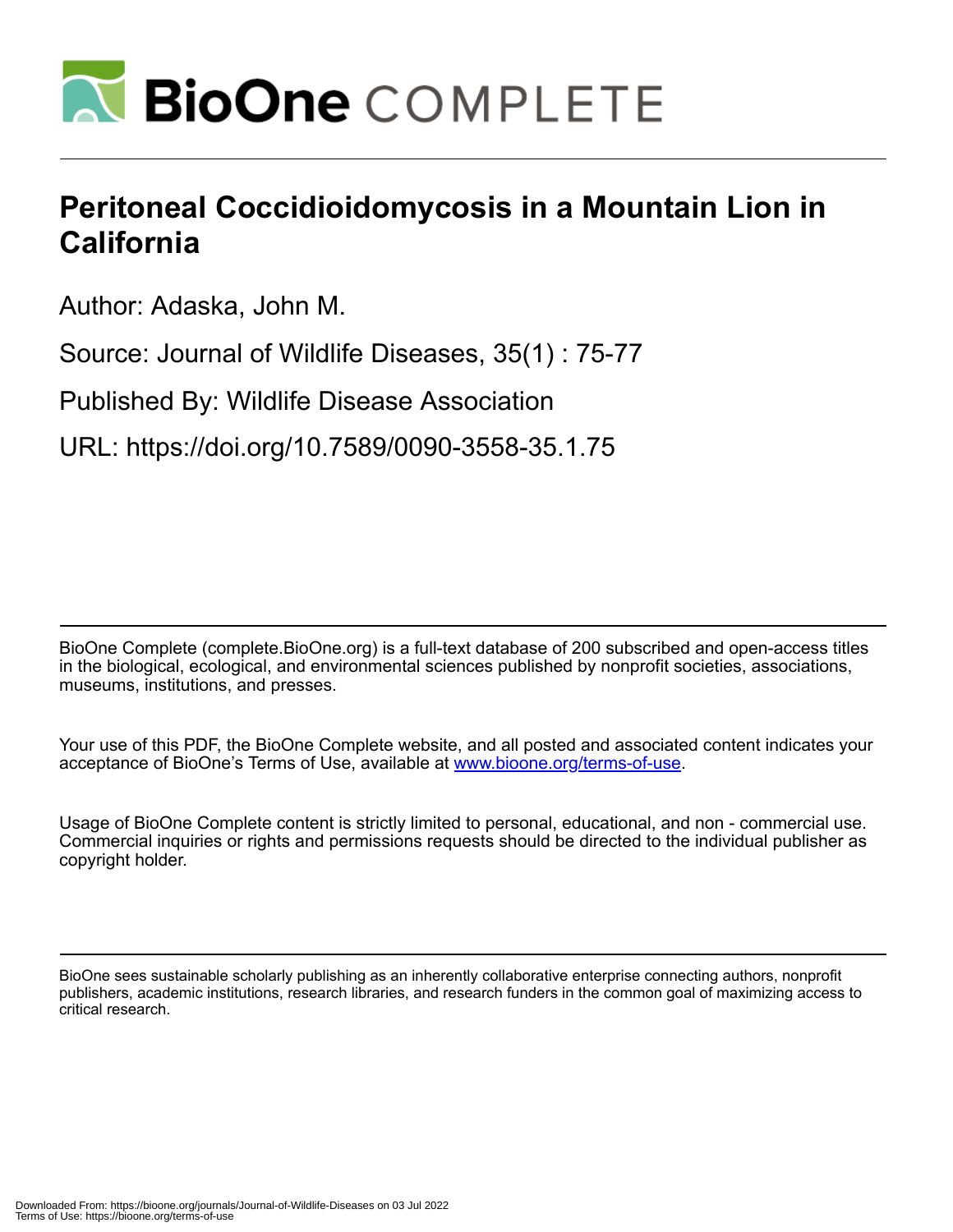# Peritoneal Coccidioidomycosis in a Mountain Lion in California

Author: Adaska, John M.

Source: Journal of Wildlife Diseases, 35(1) : 75-77

Published By: Wildlife Disease Association

URL: https://doi.org/10.7589/0090-3558-35.1.75

BioOne Complete (complete.BioOne.org) is a full-text database of 200 subscribed and open-access titles in the biological, ecological, and environmental sciences published by nonprofit societies, associations, museums, institutions, and presses.

Your use of this PDF, the BioOne Complete website, and all posted and associated content indicates your acceptance of BioOne's Terms of Use, available at www.bioone.org/terms-of-use.

Usage of BioOne Complete content is strictly limited to personal, educational, and non - commercial use. Commercial inquiries or rights and permissions requests should be directed to the individual publisher as copyright holder.

BioOne sees sustainable scholarly publishing as an inherently collaborative enterprise connecting authors, nonprofit publishers, academic institutions, research libraries, and research funders in the common goal of maximizing access to critical research.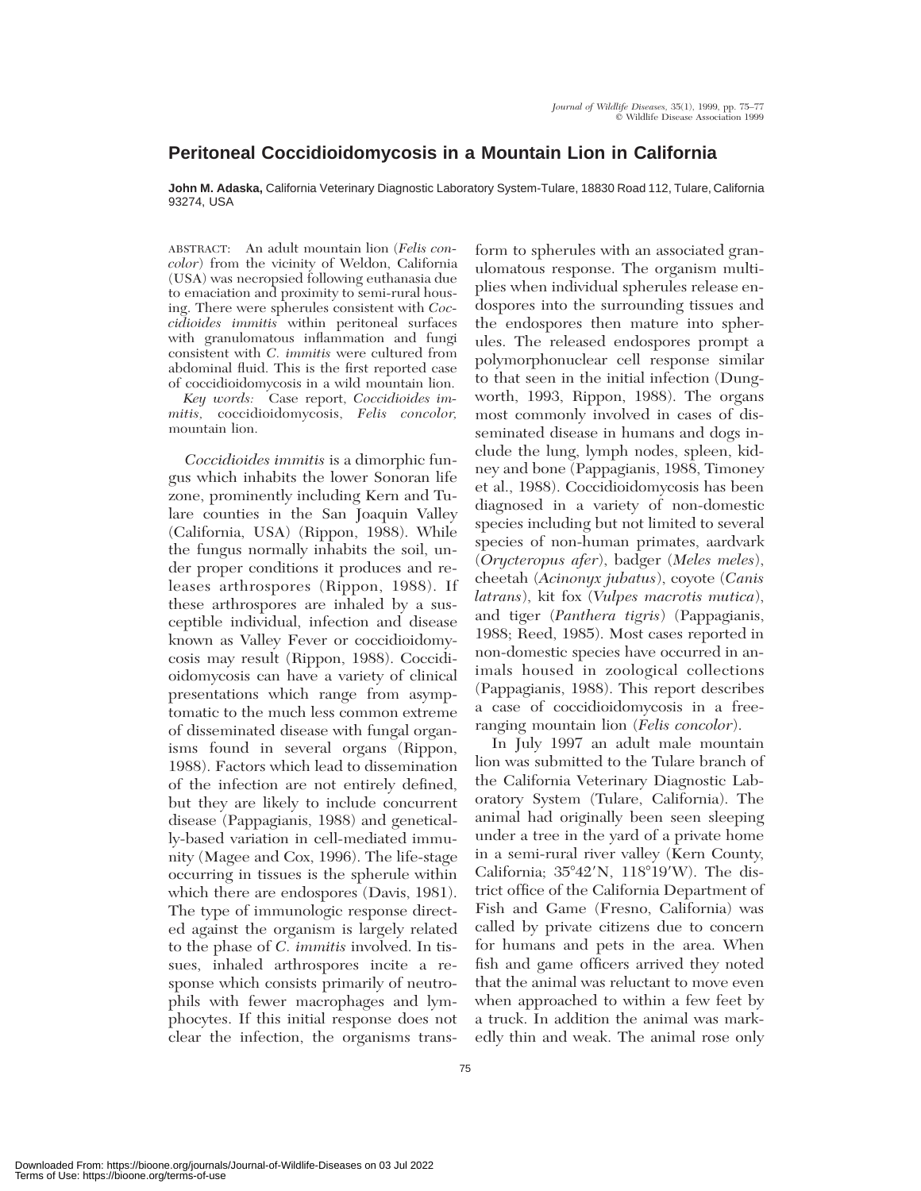# Peritoneal Coccidioidomycosis in a Mountain Lion in California

**John M. Adaska,** California Veterinary Diagnostic Laboratory System-Tulare, 18830 Road 112, Tulare, California 93274, USA

ABSTRACT: An adult mountain lion (*Felis concolor*) from the vicinity of Weldon, California (USA) was necropsied following euthanasia due to emaciation and proximity to semi-rural housing. There were spherules consistent with *Coccidioides immitis* within peritoneal surfaces with granulomatous inflammation and fungi consistent with *C. immitis* were cultured from abdominal fluid. This is the first reported case of coccidioidomycosis in a wild mountain lion.

*Key words:* Case report, *Coccidioides immitis,* coccidioidomycosis, *Felis concolor,* mountain lion.

*Coccidioides immitis* is a dimorphic fungus which inhabits the lower Sonoran life zone, prominently including Kern and Tulare counties in the San Joaquin Valley (California, USA) (Rippon, 1988). While the fungus normally inhabits the soil, under proper conditions it produces and releases arthrospores (Rippon, 1988). If these arthrospores are inhaled by a susceptible individual, infection and disease known as Valley Fever or coccidioidomycosis may result (Rippon, 1988). Coccidioidomycosis can have a variety of clinical presentations which range from asymptomatic to the much less common extreme of disseminated disease with fungal organisms found in several organs (Rippon, 1988). Factors which lead to dissemination of the infection are not entirely defined, but they are likely to include concurrent disease (Pappagianis, 1988) and genetically-based variation in cell-mediated immunity (Magee and Cox, 1996). The life-stage occurring in tissues is the spherule within which there are endospores (Davis, 1981). The type of immunologic response directed against the organism is largely related to the phase of *C. immitis* involved. In tissues, inhaled arthrospores incite a response which consists primarily of neutrophils with fewer macrophages and lymphocytes. If this initial response does not clear the infection, the organisms transform to spherules with an associated granulomatous response. The organism multiplies when individual spherules release endospores into the surrounding tissues and the endospores then mature into spherules. The released endospores prompt a polymorphonuclear cell response similar to that seen in the initial infection (Dungworth, 1993, Rippon, 1988). The organs most commonly involved in cases of disseminated disease in humans and dogs include the lung, lymph nodes, spleen, kidney and bone (Pappagianis, 1988, Timoney et al., 1988). Coccidioidomycosis has been diagnosed in a variety of non-domestic species including but not limited to several species of non-human primates, aardvark (*Orycteropus afer*), badger (*Meles meles*), cheetah (*Acinonyx jubatus*), coyote (*Canis latrans*), kit fox (*Vulpes macrotis mutica*), and tiger (*Panthera tigris*) (Pappagianis, 1988; Reed, 1985). Most cases reported in non-domestic species have occurred in animals housed in zoological collections (Pappagianis, 1988). This report describes a case of coccidioidomycosis in a free-ranging mountain lion (*Felis concolor*).

In July 1997 an adult male mountain lion was submitted to the Tulare branch of the California Veterinary Diagnostic Laboratory System (Tulare, California). The animal had originally been seen sleeping under a tree in the yard of a private home in a semi-rural river valley (Kern County, California; 35°42′N, 118°19′W). The district office of the California Department of Fish and Game (Fresno, California) was called by private citizens due to concern for humans and pets in the area. When fish and game officers arrived they noted that the animal was reluctant to move even when approached to within a few feet by a truck. In addition the animal was markedly thin and weak. The animal rose only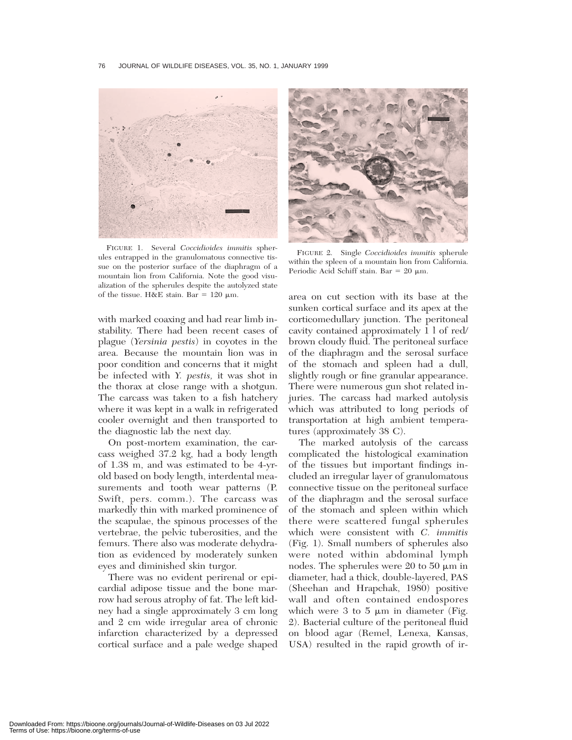FIGURE 1. Several *Coccidioides immitis* spherules entrapped in the granulomatous connective tissue on the posterior surface of the diaphragm of a mountain lion from California. Note the good visualization of the spherules despite the autolyzed state of the tissue. H&E stain. Bar = 120 μm.

FIGURE 2. Single *Coccidioides immitis* spherule within the spleen of a mountain lion from California. Periodic Acid Schiff stain. Bar = 20 μm.

with marked coaxing and had rear limb instability. There had been recent cases of plague (*Yersinia pestis*) in coyotes in the area. Because the mountain lion was in poor condition and concerns that it might be infected with *Y. pestis,* it was shot in the thorax at close range with a shotgun. The carcass was taken to a fish hatchery where it was kept in a walk in refrigerated cooler overnight and then transported to the diagnostic lab the next day.

On post-mortem examination, the carcass weighed 37.2 kg, had a body length of 1.38 m, and was estimated to be 4-yr-old based on body length, interdental measurements and tooth wear patterns (P. Swift, pers. comm.). The carcass was markedly thin with marked prominence of the scapulae, the spinous processes of the vertebrae, the pelvic tuberosities, and the femurs. There also was moderate dehydration as evidenced by moderately sunken eyes and diminished skin turgor.

There was no evident perirenal or epicardial adipose tissue and the bone marrow had serous atrophy of fat. The left kidney had a single approximately 3 cm long and 2 cm wide irregular area of chronic infarction characterized by a depressed cortical surface and a pale wedge shaped area on cut section with its base at the sunken cortical surface and its apex at the corticomedullary junction. The peritoneal cavity contained approximately 1 l of red/brown cloudy fluid. The peritoneal surface of the diaphragm and the serosal surface of the stomach and spleen had a dull, slightly rough or fine granular appearance. There were numerous gun shot related injuries. The carcass had marked autolysis which was attributed to long periods of transportation at high ambient temperatures (approximately 38 C).

The marked autolysis of the carcass complicated the histological examination of the tissues but important findings included an irregular layer of granulomatous connective tissue on the peritoneal surface of the diaphragm and the serosal surface of the stomach and spleen within which there were scattered fungal spherules which were consistent with *C. immitis* (Fig. 1). Small numbers of spherules also were noted within abdominal lymph nodes. The spherules were 20 to 50 μm in diameter, had a thick, double-layered, PAS (Sheehan and Hrapchak, 1980) positive wall and often contained endospores which were 3 to 5 μm in diameter (Fig. 2). Bacterial culture of the peritoneal fluid on blood agar (Remel, Lenexa, Kansas, USA) resulted in the rapid growth of ir-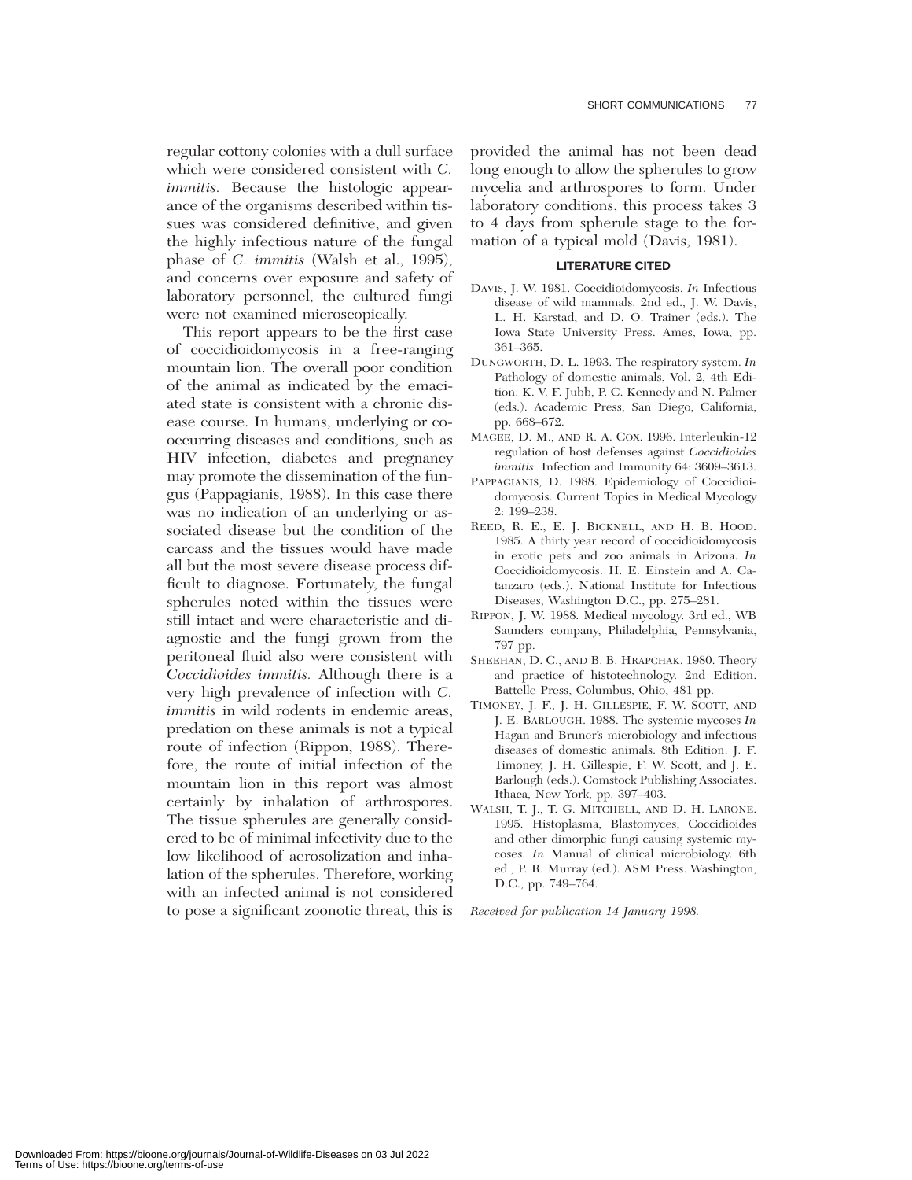regular cottony colonies with a dull surface which were considered consistent with *C. immitis.* Because the histologic appearance of the organisms described within tissues was considered definitive, and given the highly infectious nature of the fungal phase of *C. immitis* (Walsh et al., 1995), and concerns over exposure and safety of laboratory personnel, the cultured fungi were not examined microscopically.

This report appears to be the first case of coccidioidomycosis in a free-ranging mountain lion. The overall poor condition of the animal as indicated by the emaciated state is consistent with a chronic disease course. In humans, underlying or cooccurring diseases and conditions, such as HIV infection, diabetes and pregnancy may promote the dissemination of the fungus (Pappagianis, 1988). In this case there was no indication of an underlying or associated disease but the condition of the carcass and the tissues would have made all but the most severe disease process difficult to diagnose. Fortunately, the fungal spherules noted within the tissues were still intact and were characteristic and diagnostic and the fungi grown from the peritoneal fluid also were consistent with *Coccidioides immitis.* Although there is a very high prevalence of infection with *C. immitis* in wild rodents in endemic areas, predation on these animals is not a typical route of infection (Rippon, 1988). Therefore, the route of initial infection of the mountain lion in this report was almost certainly by inhalation of arthrospores. The tissue spherules are generally considered to be of minimal infectivity due to the low likelihood of aerosolization and inhalation of the spherules. Therefore, working with an infected animal is not considered to pose a significant zoonotic threat, this is provided the animal has not been dead long enough to allow the spherules to grow mycelia and arthrospores to form. Under laboratory conditions, this process takes 3 to 4 days from spherule stage to the formation of a typical mold (Davis, 1981).

## LITERATURE CITED

DAVIS, J. W. 1981. Coccidioidomycosis. *In* Infectious disease of wild mammals. 2nd ed., J. W. Davis, L. H. Karstad, and D. O. Trainer (eds.). The Iowa State University Press. Ames, Iowa, pp. 361–365.

DUNGWORTH, D. L. 1993. The respiratory system. *In* Pathology of domestic animals, Vol. 2, 4th Edition. K. V. F. Jubb, P. C. Kennedy and N. Palmer (eds.). Academic Press, San Diego, California, pp. 668–672.

MAGEE, D. M., AND R. A. COX. 1996. Interleukin-12 regulation of host defenses against *Coccidioides immitis.* Infection and Immunity 64: 3609–3613.

PAPPAGIANIS, D. 1988. Epidemiology of Coccidioidomycosis. Current Topics in Medical Mycology 2: 199–238.

REED, R. E., E. J. BICKNELL, AND H. B. HOOD. 1985. A thirty year record of coccidioidomycosis in exotic pets and zoo animals in Arizona. *In* Coccidioidomycosis. H. E. Einstein and A. Catanzaro (eds.). National Institute for Infectious Diseases, Washington D.C., pp. 275–281.

RIPPON, J. W. 1988. Medical mycology. 3rd ed., WB Saunders company, Philadelphia, Pennsylvania, 797 pp.

SHEEHAN, D. C., AND B. B. HRAPCHAK. 1980. Theory and practice of histotechnology. 2nd Edition. Battelle Press, Columbus, Ohio, 481 pp.

TIMONEY, J. F., J. H. GILLESPIE, F. W. SCOTT, AND J. E. BARLOUGH. 1988. The systemic mycoses *In* Hagan and Bruner's microbiology and infectious diseases of domestic animals. 8th Edition. J. F. Timoney, J. H. Gillespie, F. W. Scott, and J. E. Barlough (eds.). Comstock Publishing Associates. Ithaca, New York, pp. 397–403.

WALSH, T. J., T. G. MITCHELL, AND D. H. LARONE. 1995. Histoplasma, Blastomyces, Coccidioides and other dimorphic fungi causing systemic mycoses. *In* Manual of clinical microbiology. 6th ed., P. R. Murray (ed.). ASM Press. Washington, D.C., pp. 749–764.

*Received for publication 14 January 1998.*